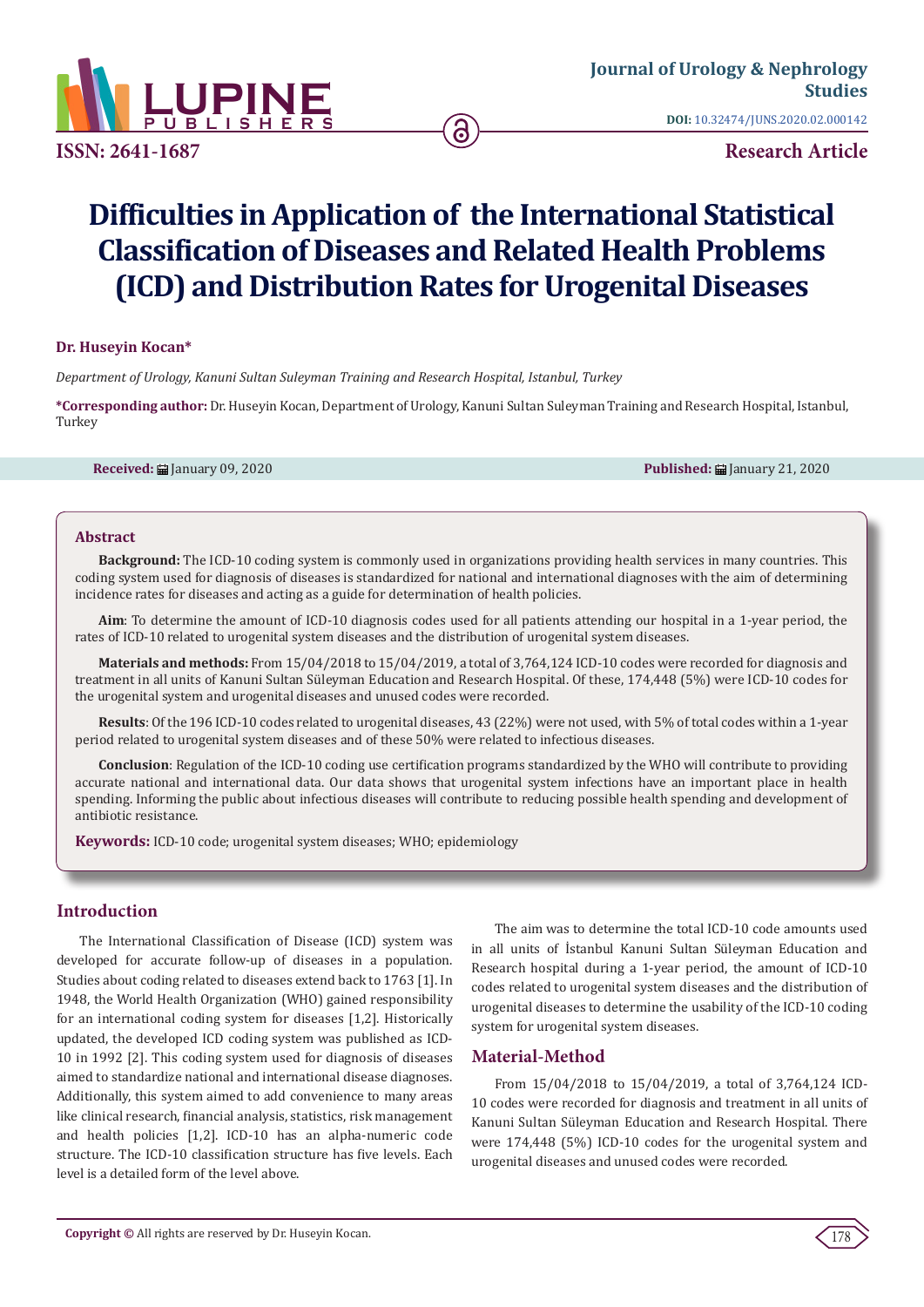Journal of Urology & Nephrology Studies

DOI: 10.32474/JUNS.2020.02.000142

ISSN: 2641-1687

Research Article

# Difficulties in Application of the International Statistical Classification of Diseases and Related Health Problems (ICD) and Distribution Rates for Urogenital Diseases

**Dr. Huseyin Kocan***

*Department of Urology, Kanuni Sultan Suleyman Training and Research Hospital, Istanbul, Turkey*

**\*Corresponding author:** Dr. Huseyin Kocan, Department of Urology, Kanuni Sultan Suleyman Training and Research Hospital, Istanbul, Turkey

**Received:** January 09, 2020 **Published:** January 21, 2020

## Abstract

**Background:** The ICD-10 coding system is commonly used in organizations providing health services in many countries. This coding system used for diagnosis of diseases is standardized for national and international diagnoses with the aim of determining incidence rates for diseases and acting as a guide for determination of health policies.

**Aim**: To determine the amount of ICD-10 diagnosis codes used for all patients attending our hospital in a 1-year period, the rates of ICD-10 related to urogenital system diseases and the distribution of urogenital system diseases.

**Materials and methods:** From 15/04/2018 to 15/04/2019, a total of 3,764,124 ICD-10 codes were recorded for diagnosis and treatment in all units of Kanuni Sultan Süleyman Education and Research Hospital. Of these, 174,448 (5%) were ICD-10 codes for the urogenital system and urogenital diseases and unused codes were recorded.

**Results**: Of the 196 ICD-10 codes related to urogenital diseases, 43 (22%) were not used, with 5% of total codes within a 1-year period related to urogenital system diseases and of these 50% were related to infectious diseases.

**Conclusion**: Regulation of the ICD-10 coding use certification programs standardized by the WHO will contribute to providing accurate national and international data. Our data shows that urogenital system infections have an important place in health spending. Informing the public about infectious diseases will contribute to reducing possible health spending and development of antibiotic resistance.

**Keywords:** ICD-10 code; urogenital system diseases; WHO; epidemiology

## Introduction

The International Classification of Disease (ICD) system was developed for accurate follow-up of diseases in a population. Studies about coding related to diseases extend back to 1763 [1]. In 1948, the World Health Organization (WHO) gained responsibility for an international coding system for diseases [1,2]. Historically updated, the developed ICD coding system was published as ICD-10 in 1992 [2]. This coding system used for diagnosis of diseases aimed to standardize national and international disease diagnoses. Additionally, this system aimed to add convenience to many areas like clinical research, financial analysis, statistics, risk management and health policies [1,2]. ICD-10 has an alpha-numeric code structure. The ICD-10 classification structure has five levels. Each level is a detailed form of the level above.

The aim was to determine the total ICD-10 code amounts used in all units of İstanbul Kanuni Sultan Süleyman Education and Research hospital during a 1-year period, the amount of ICD-10 codes related to urogenital system diseases and the distribution of urogenital diseases to determine the usability of the ICD-10 coding system for urogenital system diseases.

## Material-Method

From 15/04/2018 to 15/04/2019, a total of 3,764,124 ICD-10 codes were recorded for diagnosis and treatment in all units of Kanuni Sultan Süleyman Education and Research Hospital. There were 174,448 (5%) ICD-10 codes for the urogenital system and urogenital diseases and unused codes were recorded.

**Copyright ©** All rights are reserved by Dr. Huseyin Kocan.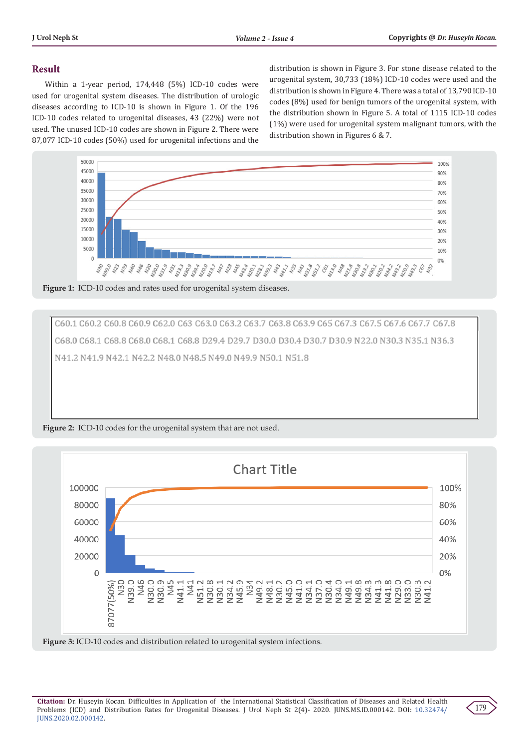## Result

Within a 1-year period, 174,448 (5%) ICD-10 codes were used for urogenital system diseases. The distribution of urologic diseases according to ICD-10 is shown in Figure 1. Of the 196 ICD-10 codes related to urogenital diseases, 43 (22%) were not used. The unused ICD-10 codes are shown in Figure 2. There were 87,077 ICD-10 codes (50%) used for urogenital infections and the distribution is shown in Figure 3. For stone disease related to the urogenital system, 30,733 (18%) ICD-10 codes were used and the distribution is shown in Figure 4. There was a total of 13,790 ICD-10 codes (8%) used for benign tumors of the urogenital system, with the distribution shown in Figure 5. A total of 1115 ICD-10 codes (1%) were used for urogenital system malignant tumors, with the distribution shown in Figures 6 & 7.

**Figure 1:** ICD-10 codes and rates used for urogenital system diseases.

C60.1 C60.2 C60.8 C60.9 C62.0 C63 C63.0 C63.2 C63.7 C63.8 C63.9 C65 C67.3 C67.5 C67.6 C67.7 C67.8 C68.0 C68.1 C68.8 C68.0 C68.1 C68.8 D29.4 D29.7 D30.0 D30.4 D30.7 D30.9 N22.0 N30.3 N35.1 N36.3 N41.2 N41.9 N42.1 N42.2 N48.0 N48.5 N49.0 N49.9 N50.1 N51.8

**Figure 2:** ICD-10 codes for the urogenital system that are not used.

**Figure 3:** ICD-10 codes and distribution related to urogenital system infections.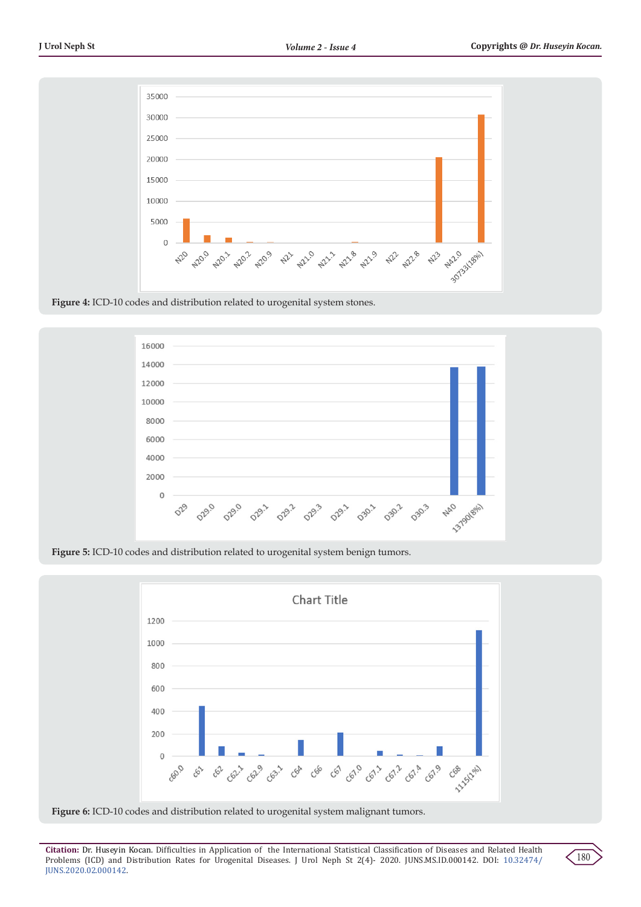Figure 4: ICD-10 codes and distribution related to urogenital system stones.

Figure 5: ICD-10 codes and distribution related to urogenital system benign tumors.

Figure 6: ICD-10 codes and distribution related to urogenital system malignant tumors.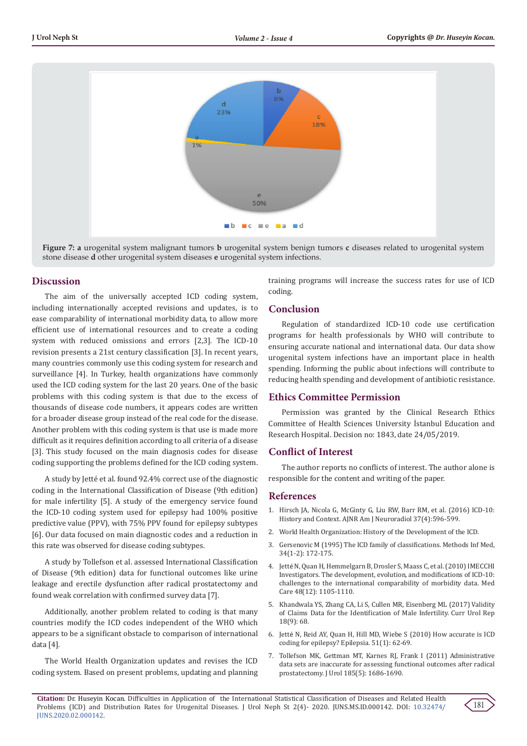Figure 7: **a** urogenital system malignant tumors **b** urogenital system benign tumors **c** diseases related to urogenital system stone disease **d** other urogenital system diseases **e** urogenital system infections.

## Discussion

The aim of the universally accepted ICD coding system, including internationally accepted revisions and updates, is to ease comparability of international morbidity data, to allow more efficient use of international resources and to create a coding system with reduced omissions and errors [2,3]. The ICD-10 revision presents a 21st century classification [3]. In recent years, many countries commonly use this coding system for research and surveillance [4]. In Turkey, health organizations have commonly used the ICD coding system for the last 20 years. One of the basic problems with this coding system is that due to the excess of thousands of disease code numbers, it appears codes are written for a broader disease group instead of the real code for the disease. Another problem with this coding system is that use is made more difficult as it requires definition according to all criteria of a disease [3]. This study focused on the main diagnosis codes for disease coding supporting the problems defined for the ICD coding system.

A study by Jetté et al. found 92.4% correct use of the diagnostic coding in the International Classification of Disease (9th edition) for male infertility [5]. A study of the emergency service found the ICD-10 coding system used for epilepsy had 100% positive predictive value (PPV), with 75% PPV found for epilepsy subtypes [6]. Our data focused on main diagnostic codes and a reduction in this rate was observed for disease coding subtypes.

A study by Tollefson et al. assessed International Classification of Disease (9th edition) data for functional outcomes like urine leakage and erectile dysfunction after radical prostatectomy and found weak correlation with confirmed survey data [7].

Additionally, another problem related to coding is that many countries modify the ICD codes independent of the WHO which appears to be a significant obstacle to comparison of international data [4].

The World Health Organization updates and revises the ICD coding system. Based on present problems, updating and planning training programs will increase the success rates for use of ICD coding.

## Conclusion

Regulation of standardized ICD-10 code use certification programs for health professionals by WHO will contribute to ensuring accurate national and international data. Our data show urogenital system infections have an important place in health spending. Informing the public about infections will contribute to reducing health spending and development of antibiotic resistance.

## Ethics Committee Permission

Permission was granted by the Clinical Research Ethics Committee of Health Sciences University İstanbul Education and Research Hospital. Decision no: 1843, date 24/05/2019.

## Conflict of Interest

The author reports no conflicts of interest. The author alone is responsible for the content and writing of the paper.

## References

1. Hirsch JA, Nicola G, McGinty G, Liu RW, Barr RM, et al. (2016) ICD-10: History and Context. AJNR Am J Neuroradiol 37(4):596-599.
2. World Health Organization: History of the Development of the ICD.
3. Gersenovic M (1995) The ICD family of classifications. Methods Inf Med, 34(1-2): 172-175.
4. Jetté N, Quan H, Hemmelgarn B, Drosler S, Maass C, et al. (2010) IMECCHI Investigators. The development, evolution, and modifications of ICD-10: challenges to the international comparability of morbidity data. Med Care 48(12): 1105-1110.
5. Khandwala YS, Zhang CA, Li S, Cullen MR, Eisenberg ML (2017) Validity of Claims Data for the Identification of Male Infertility. Curr Urol Rep 18(9): 68.
6. Jetté N, Reid AY, Quan H, Hill MD, Wiebe S (2010) How accurate is ICD coding for epilepsy? Epilepsia. 51(1): 62-69.
7. Tollefson MK, Gettman MT, Karnes RJ, Frank I (2011) Administrative data sets are inaccurate for assessing functional outcomes after radical prostatectomy. J Urol 185(5): 1686-1690.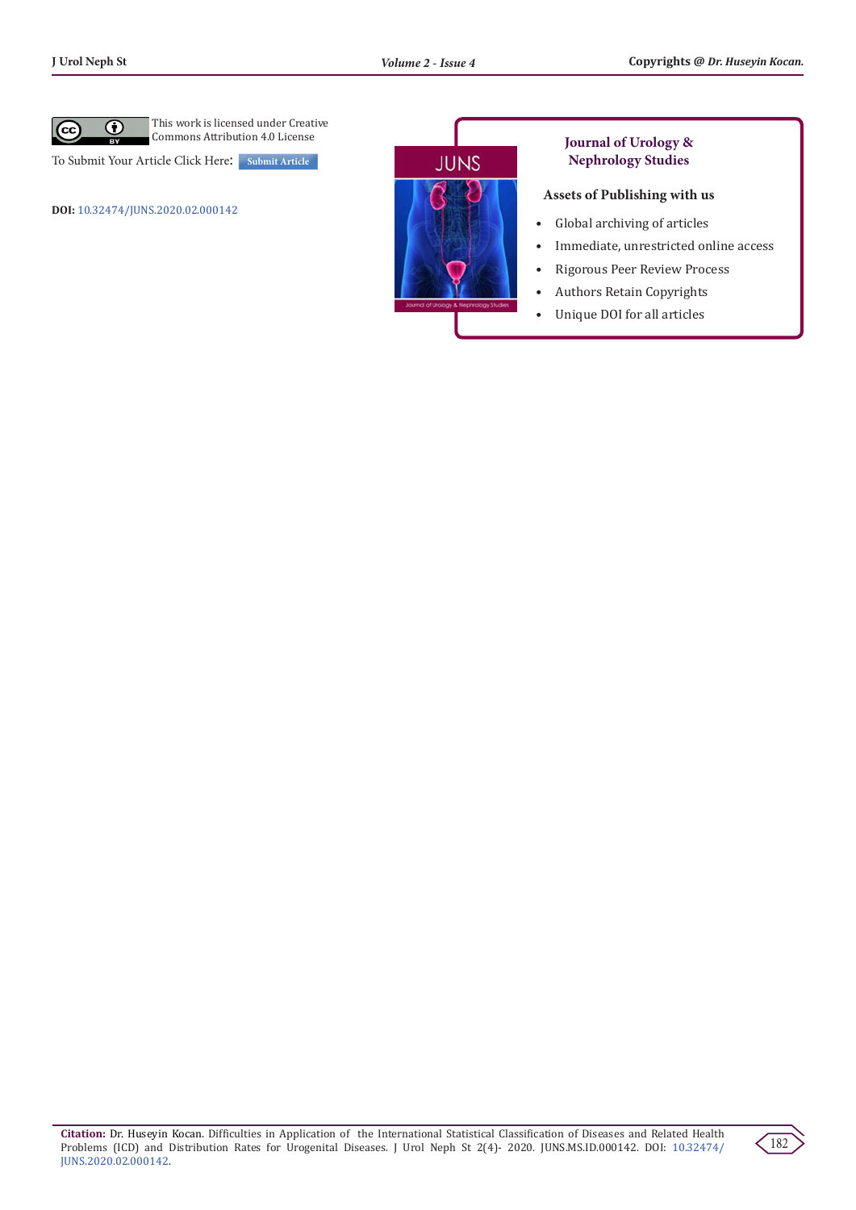This work is licensed under Creative Commons Attribution 4.0 License

To Submit Your Article Click Here: Submit Article

**DOI:** 10.32474/JUNS.2020.02.000142

**Journal of Urology & Nephrology Studies**

**Assets of Publishing with us**

- Global archiving of articles
- Immediate, unrestricted online access
- Rigorous Peer Review Process
- Authors Retain Copyrights
- Unique DOI for all articles

**Citation:** Dr. Huseyin Kocan. Difficulties in Application of the International Statistical Classification of Diseases and Related Health Problems (ICD) and Distribution Rates for Urogenital Diseases. J Urol Neph St 2(4)- 2020. JUNS.MS.ID.000142. DOI: 10.32474/JUNS.2020.02.000142.